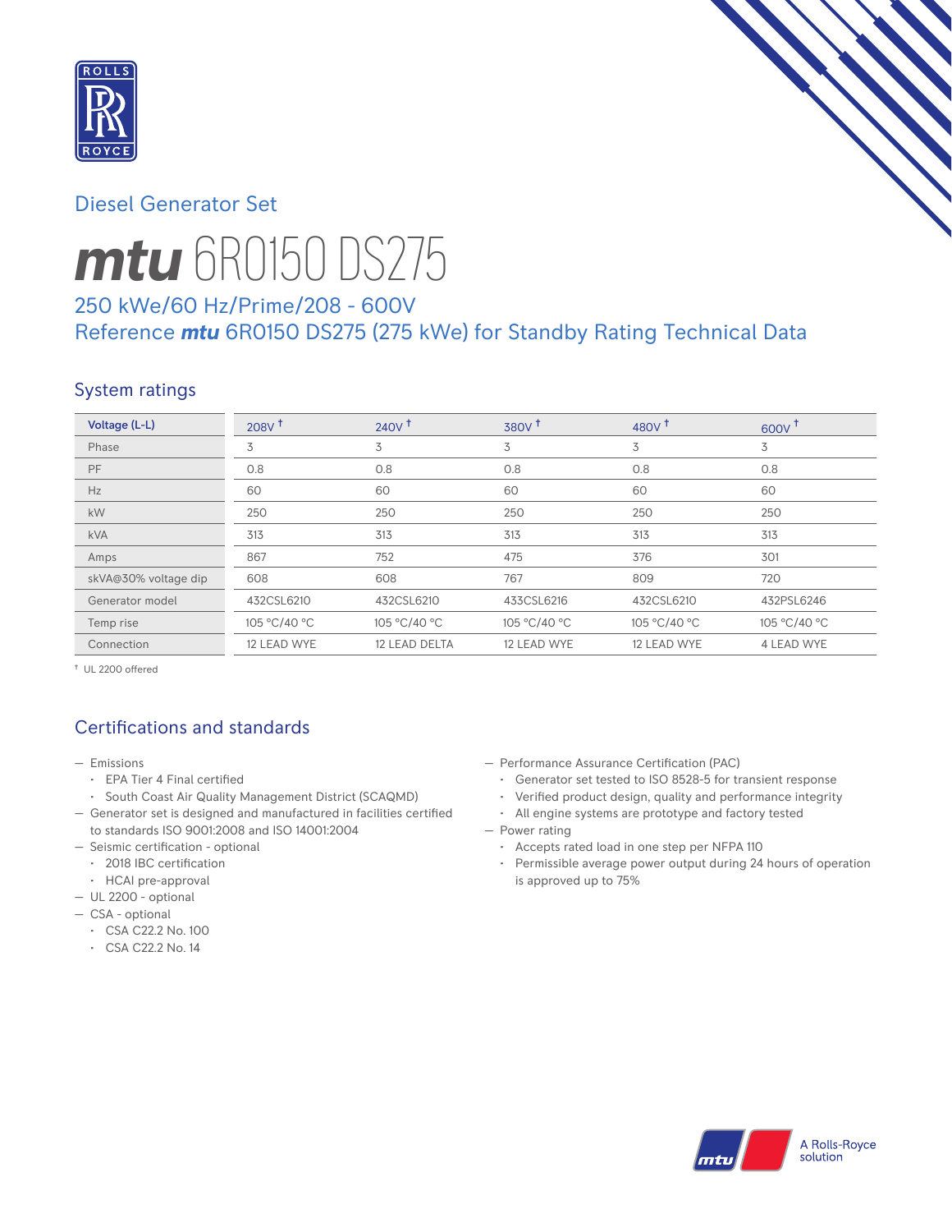Diesel Generator Set

# *mtu* 6R0150 DS275

## 250 kWe/60 Hz/Prime/208 - 600V
## Reference *mtu* 6R0150 DS275 (275 kWe) for Standby Rating Technical Data

### System ratings

| Voltage (L-L) | 208V † | 240V † | 380V † | 480V † | 600V † |
|---|---|---|---|---|---|
| Phase | 3 | 3 | 3 | 3 | 3 |
| PF | 0.8 | 0.8 | 0.8 | 0.8 | 0.8 |
| Hz | 60 | 60 | 60 | 60 | 60 |
| kW | 250 | 250 | 250 | 250 | 250 |
| kVA | 313 | 313 | 313 | 313 | 313 |
| Amps | 867 | 752 | 475 | 376 | 301 |
| skVA@30% voltage dip | 608 | 608 | 767 | 809 | 720 |
| Generator model | 432CSL6210 | 432CSL6210 | 433CSL6216 | 432CSL6210 | 432PSL6246 |
| Temp rise | 105 °C/40 °C | 105 °C/40 °C | 105 °C/40 °C | 105 °C/40 °C | 105 °C/40 °C |
| Connection | 12 LEAD WYE | 12 LEAD DELTA | 12 LEAD WYE | 12 LEAD WYE | 4 LEAD WYE |

† UL 2200 offered

### Certifications and standards

- Emissions
  - EPA Tier 4 Final certified
  - South Coast Air Quality Management District (SCAQMD)
- Generator set is designed and manufactured in facilities certified to standards ISO 9001:2008 and ISO 14001:2004
- Seismic certification - optional
  - 2018 IBC certification
  - HCAI pre-approval
- UL 2200 - optional
- CSA - optional
  - CSA C22.2 No. 100
  - CSA C22.2 No. 14
- Performance Assurance Certification (PAC)
  - Generator set tested to ISO 8528-5 for transient response
  - Verified product design, quality and performance integrity
  - All engine systems are prototype and factory tested
- Power rating
  - Accepts rated load in one step per NFPA 110
  - Permissible average power output during 24 hours of operation is approved up to 75%

A Rolls-Royce solution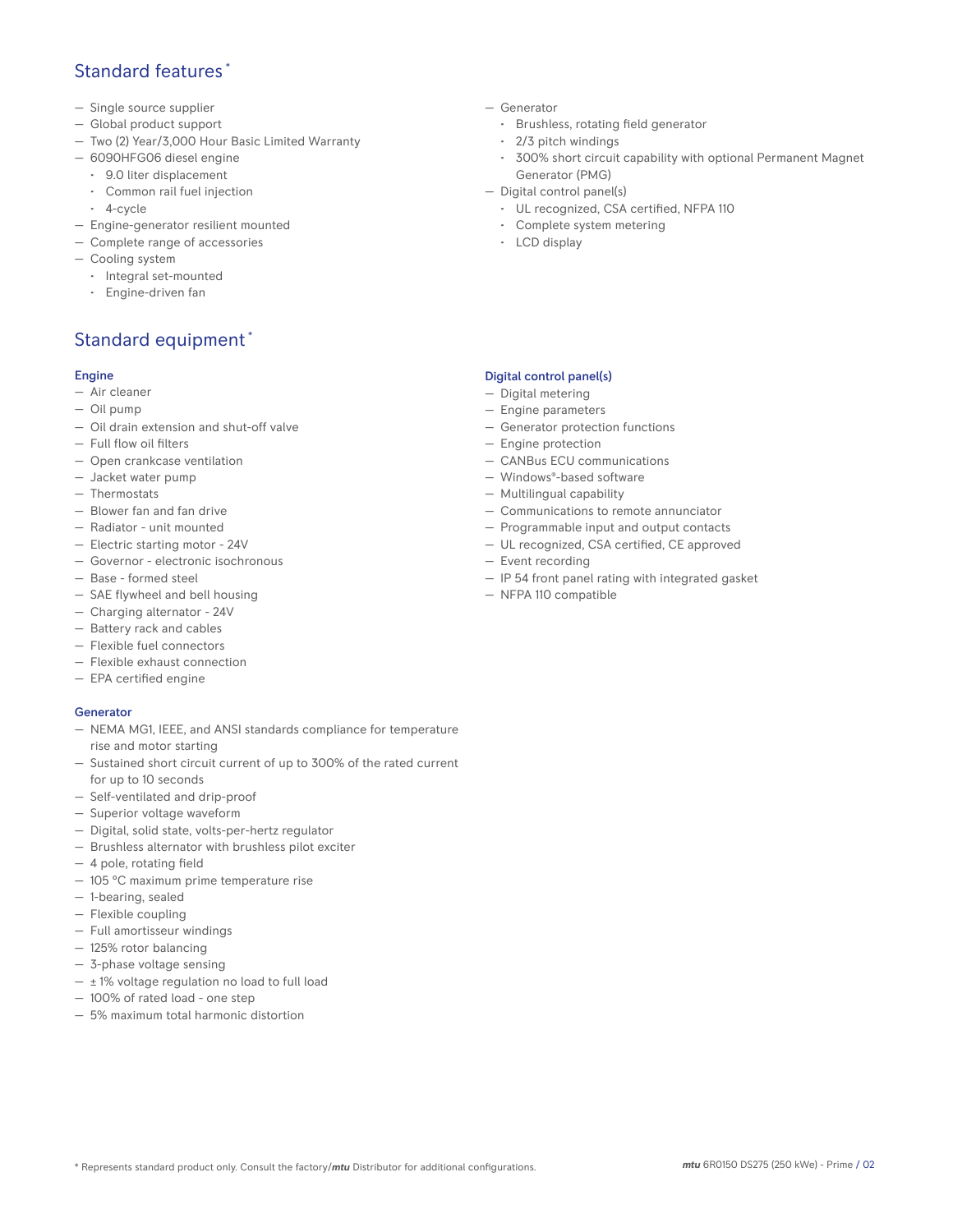## Standard features *

- Single source supplier
- Global product support
- Two (2) Year/3,000 Hour Basic Limited Warranty
- 6090HFG06 diesel engine
  - 9.0 liter displacement
  - Common rail fuel injection
  - 4-cycle
- Engine-generator resilient mounted
- Complete range of accessories
- Cooling system
  - Integral set-mounted
  - Engine-driven fan
- Generator
  - Brushless, rotating field generator
  - 2/3 pitch windings
  - 300% short circuit capability with optional Permanent Magnet Generator (PMG)
- Digital control panel(s)
  - UL recognized, CSA certified, NFPA 110
  - Complete system metering
  - LCD display

## Standard equipment *

### Engine

- Air cleaner
- Oil pump
- Oil drain extension and shut-off valve
- Full flow oil filters
- Open crankcase ventilation
- Jacket water pump
- Thermostats
- Blower fan and fan drive
- Radiator - unit mounted
- Electric starting motor - 24V
- Governor - electronic isochronous
- Base - formed steel
- SAE flywheel and bell housing
- Charging alternator - 24V
- Battery rack and cables
- Flexible fuel connectors
- Flexible exhaust connection
- EPA certified engine

### Generator

- NEMA MG1, IEEE, and ANSI standards compliance for temperature rise and motor starting
- Sustained short circuit current of up to 300% of the rated current for up to 10 seconds
- Self-ventilated and drip-proof
- Superior voltage waveform
- Digital, solid state, volts-per-hertz regulator
- Brushless alternator with brushless pilot exciter
- 4 pole, rotating field
- 105 °C maximum prime temperature rise
- 1-bearing, sealed
- Flexible coupling
- Full amortisseur windings
- 125% rotor balancing
- 3-phase voltage sensing
- ± 1% voltage regulation no load to full load
- 100% of rated load - one step
- 5% maximum total harmonic distortion

### Digital control panel(s)

- Digital metering
- Engine parameters
- Generator protection functions
- Engine protection
- CANBus ECU communications
- Windows®-based software
- Multilingual capability
- Communications to remote annunciator
- Programmable input and output contacts
- UL recognized, CSA certified, CE approved
- Event recording
- IP 54 front panel rating with integrated gasket
- NFPA 110 compatible

* Represents standard product only. Consult the factory/***mtu*** Distributor for additional configurations.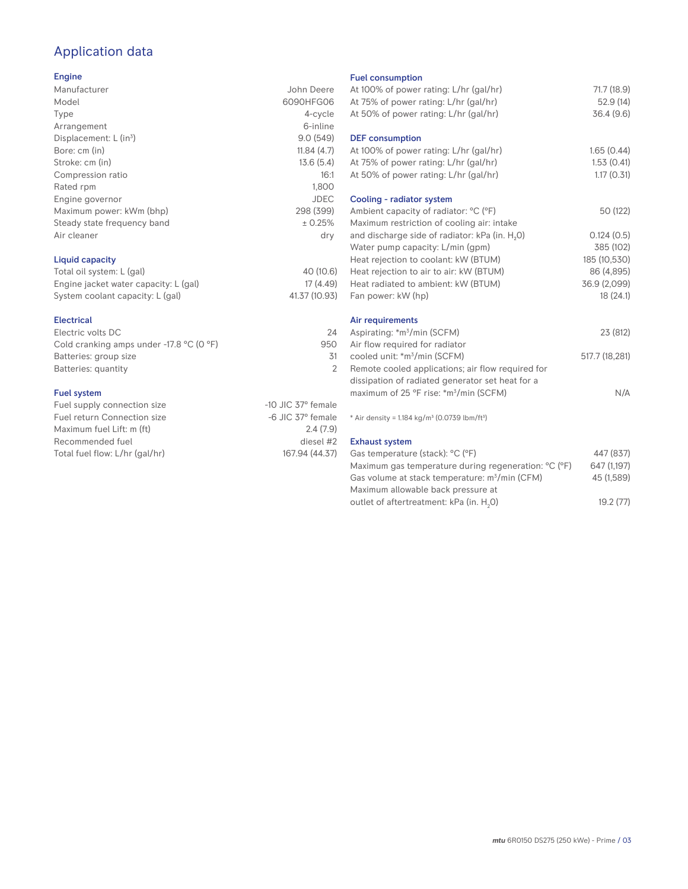# Application data

## Engine

| | |
|---|---|
| Manufacturer | John Deere |
| Model | 6090HFG06 |
| Type | 4-cycle |
| Arrangement | 6-inline |
| Displacement: L ($in^3$) | 9.0 (549) |
| Bore: cm (in) | 11.84 (4.7) |
| Stroke: cm (in) | 13.6 (5.4) |
| Compression ratio | 16:1 |
| Rated rpm | 1,800 |
| Engine governor | JDEC |
| Maximum power: kWm (bhp) | 298 (399) |
| Steady state frequency band | ± 0.25% |
| Air cleaner | dry |

## Liquid capacity

| | |
|---|---|
| Total oil system: L (gal) | 40 (10.6) |
| Engine jacket water capacity: L (gal) | 17 (4.49) |
| System coolant capacity: L (gal) | 41.37 (10.93) |

## Electrical

| | |
|---|---|
| Electric volts DC | 24 |
| Cold cranking amps under -17.8 °C (0 °F) | 950 |
| Batteries: group size | 31 |
| Batteries: quantity | 2 |

## Fuel system

| | |
|---|---|
| Fuel supply connection size | -10 JIC 37° female |
| Fuel return Connection size | -6 JIC 37° female |
| Maximum fuel Lift: m (ft) | 2.4 (7.9) |
| Recommended fuel | diesel #2 |
| Total fuel flow: L/hr (gal/hr) | 167.94 (44.37) |

## Fuel consumption

| | |
|---|---|
| At 100% of power rating: L/hr (gal/hr) | 71.7 (18.9) |
| At 75% of power rating: L/hr (gal/hr) | 52.9 (14) |
| At 50% of power rating: L/hr (gal/hr) | 36.4 (9.6) |

## DEF consumption

| | |
|---|---|
| At 100% of power rating: L/hr (gal/hr) | 1.65 (0.44) |
| At 75% of power rating: L/hr (gal/hr) | 1.53 (0.41) |
| At 50% of power rating: L/hr (gal/hr) | 1.17 (0.31) |

## Cooling - radiator system

| | |
|---|---|
| Ambient capacity of radiator: °C (°F) | 50 (122) |
| Maximum restriction of cooling air: intake and discharge side of radiator: kPa (in. $H_2O$) | 0.124 (0.5) |
| Water pump capacity: L/min (gpm) | 385 (102) |
| Heat rejection to coolant: kW (BTUM) | 185 (10,530) |
| Heat rejection to air to air: kW (BTUM) | 86 (4,895) |
| Heat radiated to ambient: kW (BTUM) | 36.9 (2,099) |
| Fan power: kW (hp) | 18 (24.1) |

## Air requirements

| | |
|---|---|
| Aspirating: *$m^3$/min (SCFM) | 23 (812) |
| Air flow required for radiator cooled unit: *$m^3$/min (SCFM) | 517.7 (18,281) |
| Remote cooled applications; air flow required for dissipation of radiated generator set heat for a maximum of 25 °F rise: *$m^3$/min (SCFM) | N/A |

* Air density = 1.184 kg/$m^3$ (0.0739 lbm/$ft^3$)

## Exhaust system

| | |
|---|---|
| Gas temperature (stack): °C (°F) | 447 (837) |
| Maximum gas temperature during regeneration: °C (°F) | 647 (1,197) |
| Gas volume at stack temperature: $m^3$/min (CFM) | 45 (1,589) |
| Maximum allowable back pressure at outlet of aftertreatment: kPa (in. $H_2O$) | 19.2 (77) |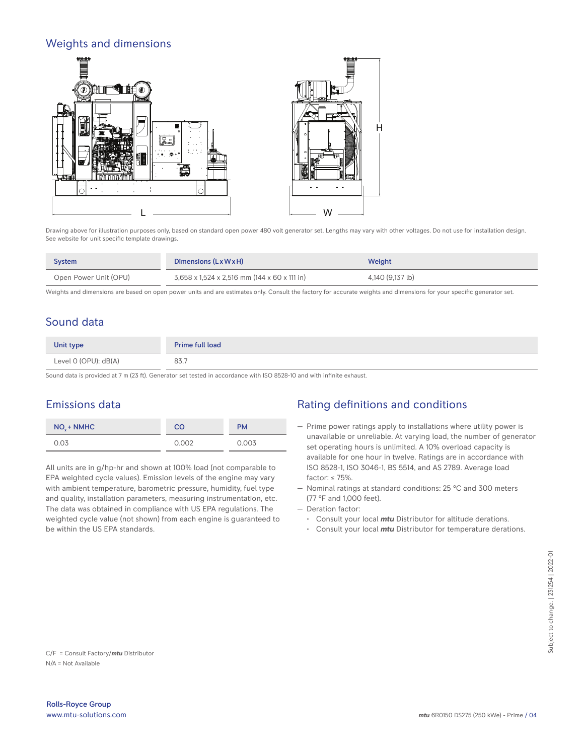## Weights and dimensions

L

W

H

Drawing above for illustration purposes only, based on standard open power 480 volt generator set. Lengths may vary with other voltages. Do not use for installation design. See website for unit specific template drawings.

| System | Dimensions (L x W x H) | Weight |
| --- | --- | --- |
| Open Power Unit (OPU) | 3,658 x 1,524 x 2,516 mm (144 x 60 x 111 in) | 4,140 (9,137 lb) |

Weights and dimensions are based on open power units and are estimates only. Consult the factory for accurate weights and dimensions for your specific generator set.

## Sound data

| Unit type | Prime full load |
| --- | --- |
| Level 0 (OPU): dB(A) | 83.7 |

Sound data is provided at 7 m (23 ft). Generator set tested in accordance with ISO 8528-10 and with infinite exhaust.

## Emissions data

| $NO_x$ + NMHC | CO | PM |
| --- | --- | --- |
| 0.03 | 0.002 | 0.003 |

All units are in g/hp-hr and shown at 100% load (not comparable to EPA weighted cycle values). Emission levels of the engine may vary with ambient temperature, barometric pressure, humidity, fuel type and quality, installation parameters, measuring instrumentation, etc. The data was obtained in compliance with US EPA regulations. The weighted cycle value (not shown) from each engine is guaranteed to be within the US EPA standards.

## Rating definitions and conditions

- Prime power ratings apply to installations where utility power is unavailable or unreliable. At varying load, the number of generator set operating hours is unlimited. A 10% overload capacity is available for one hour in twelve. Ratings are in accordance with ISO 8528-1, ISO 3046-1, BS 5514, and AS 2789. Average load factor: ≤ 75%.
- Nominal ratings at standard conditions: 25 °C and 300 meters (77 °F and 1,000 feet).
- Deration factor:
  - Consult your local ***mtu*** Distributor for altitude derations.
  - Consult your local ***mtu*** Distributor for temperature derations.

C/F = Consult Factory/***mtu*** Distributor
N/A = Not Available

Subject to change. | 231254 | 2022-01

Rolls-Royce Group
www.mtu-solutions.com